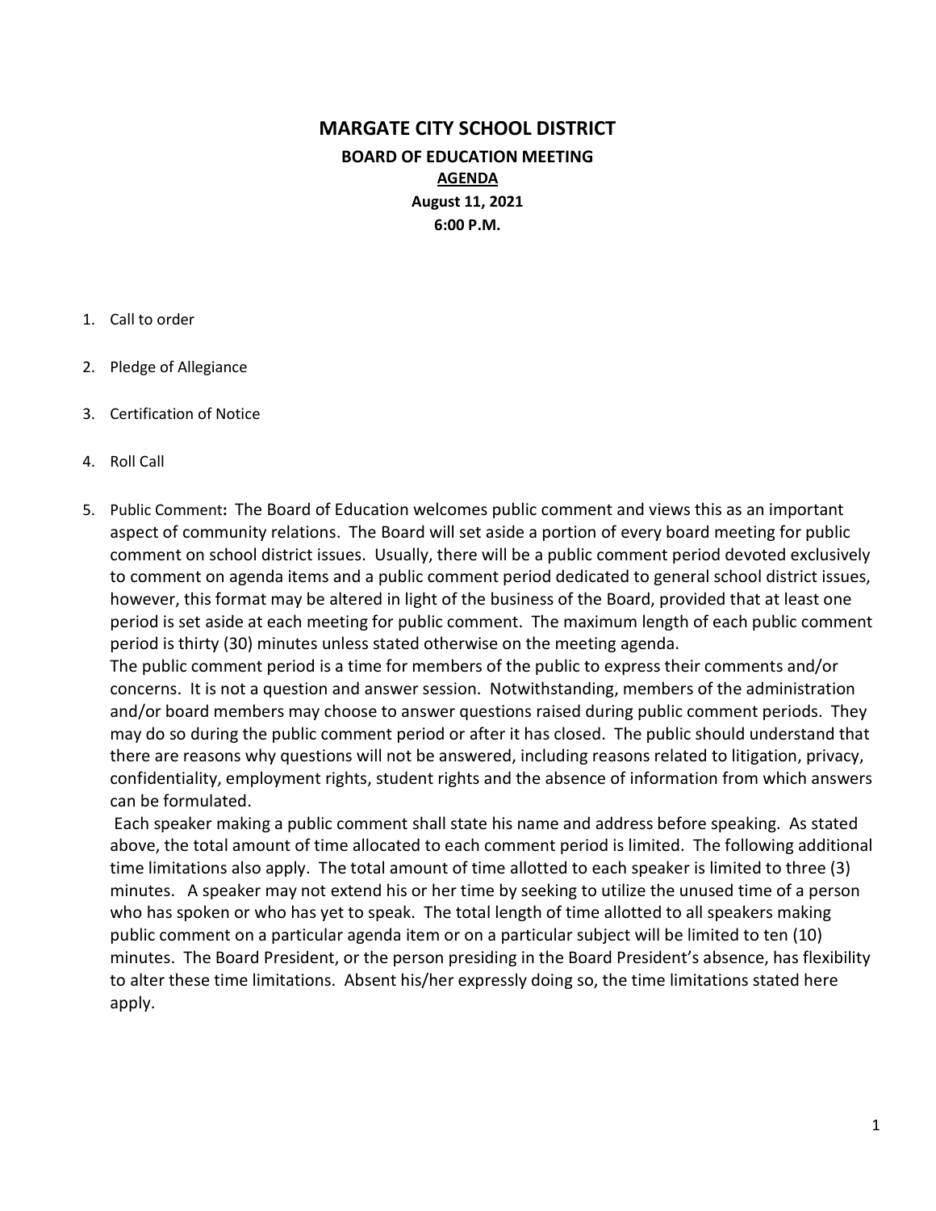# MARGATE CITY SCHOOL DISTRICT

## BOARD OF EDUCATION MEETING

**<u>AGENDA</u>**

**August 11, 2021**

**6:00 P.M.**

1. Call to order

2. Pledge of Allegiance

3. Certification of Notice

4. Roll Call

5. Public Comment**:** The Board of Education welcomes public comment and views this as an important aspect of community relations. The Board will set aside a portion of every board meeting for public comment on school district issues. Usually, there will be a public comment period devoted exclusively to comment on agenda items and a public comment period dedicated to general school district issues, however, this format may be altered in light of the business of the Board, provided that at least one period is set aside at each meeting for public comment. The maximum length of each public comment period is thirty (30) minutes unless stated otherwise on the meeting agenda.
   The public comment period is a time for members of the public to express their comments and/or concerns. It is not a question and answer session. Notwithstanding, members of the administration and/or board members may choose to answer questions raised during public comment periods. They may do so during the public comment period or after it has closed. The public should understand that there are reasons why questions will not be answered, including reasons related to litigation, privacy, confidentiality, employment rights, student rights and the absence of information from which answers can be formulated.
   Each speaker making a public comment shall state his name and address before speaking. As stated above, the total amount of time allocated to each comment period is limited. The following additional time limitations also apply. The total amount of time allotted to each speaker is limited to three (3) minutes. A speaker may not extend his or her time by seeking to utilize the unused time of a person who has spoken or who has yet to speak. The total length of time allotted to all speakers making public comment on a particular agenda item or on a particular subject will be limited to ten (10) minutes. The Board President, or the person presiding in the Board President's absence, has flexibility to alter these time limitations. Absent his/her expressly doing so, the time limitations stated here apply.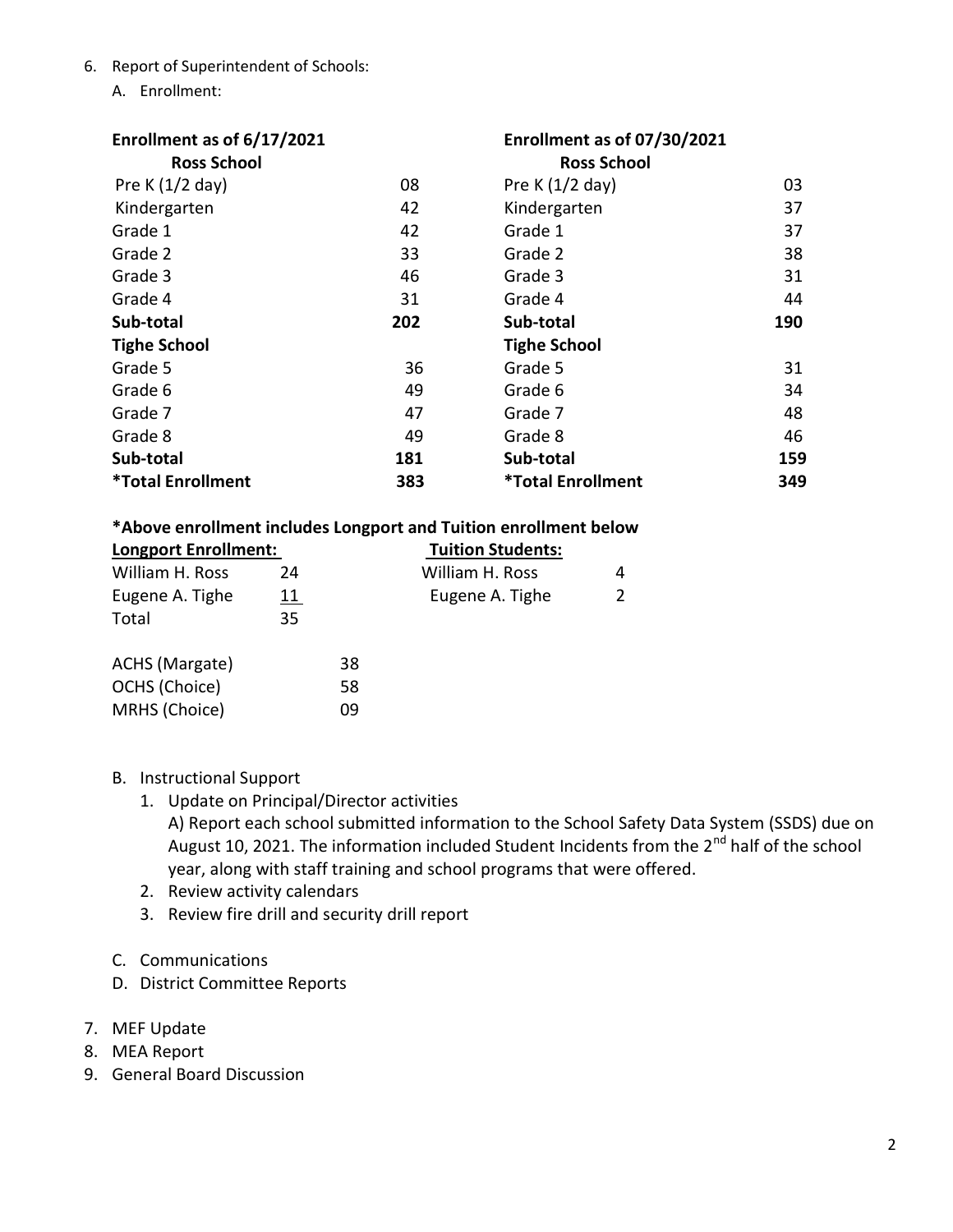6. Report of Superintendent of Schools:
   A. Enrollment:

| **Enrollment as of 6/17/2021** | | **Enrollment as of 07/30/2021** | |
|---|---|---|---|
| **Ross School** | | **Ross School** | |
| Pre K (1/2 day) | 08 | Pre K (1/2 day) | 03 |
| Kindergarten | 42 | Kindergarten | 37 |
| Grade 1 | 42 | Grade 1 | 37 |
| Grade 2 | 33 | Grade 2 | 38 |
| Grade 3 | 46 | Grade 3 | 31 |
| Grade 4 | 31 | Grade 4 | 44 |
| **Sub-total** | **202** | **Sub-total** | **190** |
| **Tighe School** | | **Tighe School** | |
| Grade 5 | 36 | Grade 5 | 31 |
| Grade 6 | 49 | Grade 6 | 34 |
| Grade 7 | 47 | Grade 7 | 48 |
| Grade 8 | 49 | Grade 8 | 46 |
| **Sub-total** | **181** | **Sub-total** | **159** |
| ***Total Enrollment** | **383** | ***Total Enrollment** | **349** |

**\*Above enrollment includes Longport and Tuition enrollment below**

| **Longport Enrollment:** | | **Tuition Students:** | |
|---|---|---|---|
| William H. Ross | 24 | William H. Ross | 4 |
| Eugene A. Tighe | 11 | Eugene A. Tighe | 2 |
| Total | 35 | | |

| | |
|---|---|
| ACHS (Margate) | 38 |
| OCHS (Choice) | 58 |
| MRHS (Choice) | 09 |

   B. Instructional Support
      1. Update on Principal/Director activities
         A) Report each school submitted information to the School Safety Data System (SSDS) due on August 10, 2021. The information included Student Incidents from the 2nd half of the school year, along with staff training and school programs that were offered.
      2. Review activity calendars
      3. Review fire drill and security drill report

   C. Communications
   D. District Committee Reports

7. MEF Update
8. MEA Report
9. General Board Discussion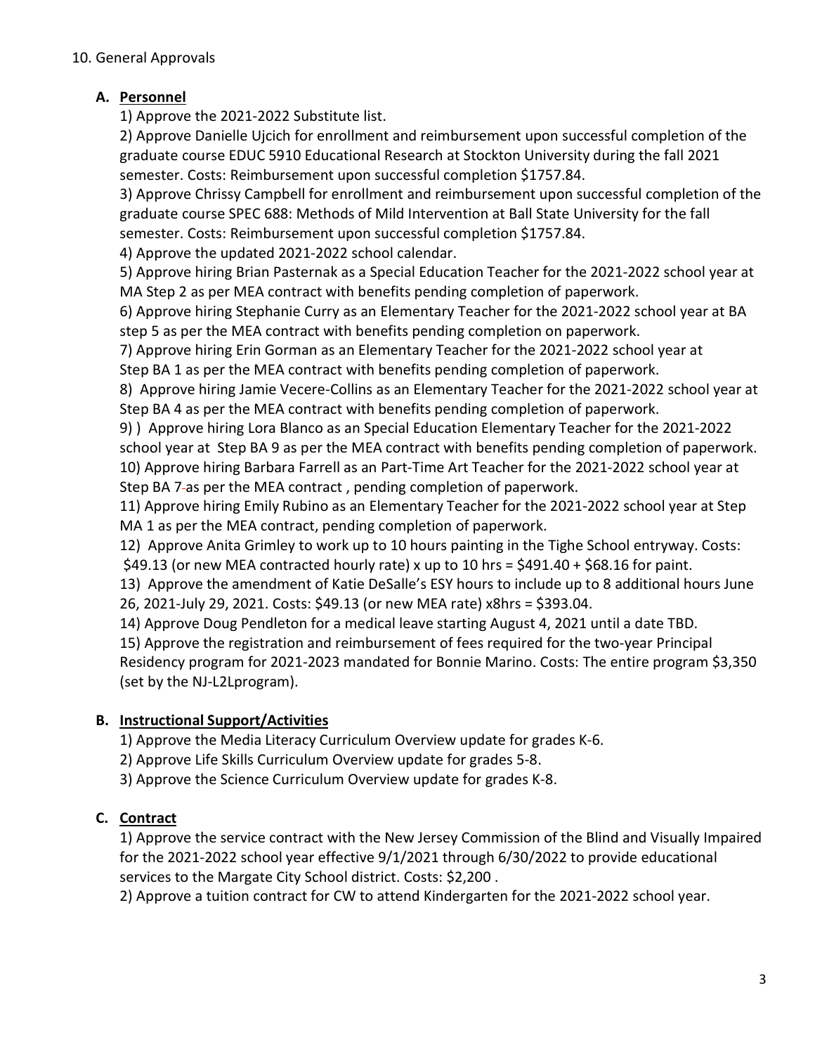10. General Approvals

**A. Personnel**

1) Approve the 2021-2022 Substitute list.

2) Approve Danielle Ujcich for enrollment and reimbursement upon successful completion of the graduate course EDUC 5910 Educational Research at Stockton University during the fall 2021 semester. Costs: Reimbursement upon successful completion $1757.84.

3) Approve Chrissy Campbell for enrollment and reimbursement upon successful completion of the graduate course SPEC 688: Methods of Mild Intervention at Ball State University for the fall semester. Costs: Reimbursement upon successful completion $1757.84.

4) Approve the updated 2021-2022 school calendar.

5) Approve hiring Brian Pasternak as a Special Education Teacher for the 2021-2022 school year at MA Step 2 as per MEA contract with benefits pending completion of paperwork.

6) Approve hiring Stephanie Curry as an Elementary Teacher for the 2021-2022 school year at BA step 5 as per the MEA contract with benefits pending completion on paperwork.

7) Approve hiring Erin Gorman as an Elementary Teacher for the 2021-2022 school year at Step BA 1 as per the MEA contract with benefits pending completion of paperwork.

8) Approve hiring Jamie Vecere-Collins as an Elementary Teacher for the 2021-2022 school year at Step BA 4 as per the MEA contract with benefits pending completion of paperwork.

9) ) Approve hiring Lora Blanco as an Special Education Elementary Teacher for the 2021-2022 school year at Step BA 9 as per the MEA contract with benefits pending completion of paperwork.

10) Approve hiring Barbara Farrell as an Part-Time Art Teacher for the 2021-2022 school year at Step BA 7 as per the MEA contract , pending completion of paperwork.

11) Approve hiring Emily Rubino as an Elementary Teacher for the 2021-2022 school year at Step MA 1 as per the MEA contract, pending completion of paperwork.

12) Approve Anita Grimley to work up to 10 hours painting in the Tighe School entryway. Costs: $49.13 (or new MEA contracted hourly rate) x up to 10 hrs = $491.40 + $68.16 for paint.

13) Approve the amendment of Katie DeSalle's ESY hours to include up to 8 additional hours June 26, 2021-July 29, 2021. Costs: $49.13 (or new MEA rate) x8hrs = $393.04.

14) Approve Doug Pendleton for a medical leave starting August 4, 2021 until a date TBD.

15) Approve the registration and reimbursement of fees required for the two-year Principal Residency program for 2021-2023 mandated for Bonnie Marino. Costs: The entire program $3,350 (set by the NJ-L2Lprogram).

**B. Instructional Support/Activities**

1) Approve the Media Literacy Curriculum Overview update for grades K-6.

2) Approve Life Skills Curriculum Overview update for grades 5-8.

3) Approve the Science Curriculum Overview update for grades K-8.

**C. Contract**

1) Approve the service contract with the New Jersey Commission of the Blind and Visually Impaired for the 2021-2022 school year effective 9/1/2021 through 6/30/2022 to provide educational services to the Margate City School district. Costs: $2,200 .

2) Approve a tuition contract for CW to attend Kindergarten for the 2021-2022 school year.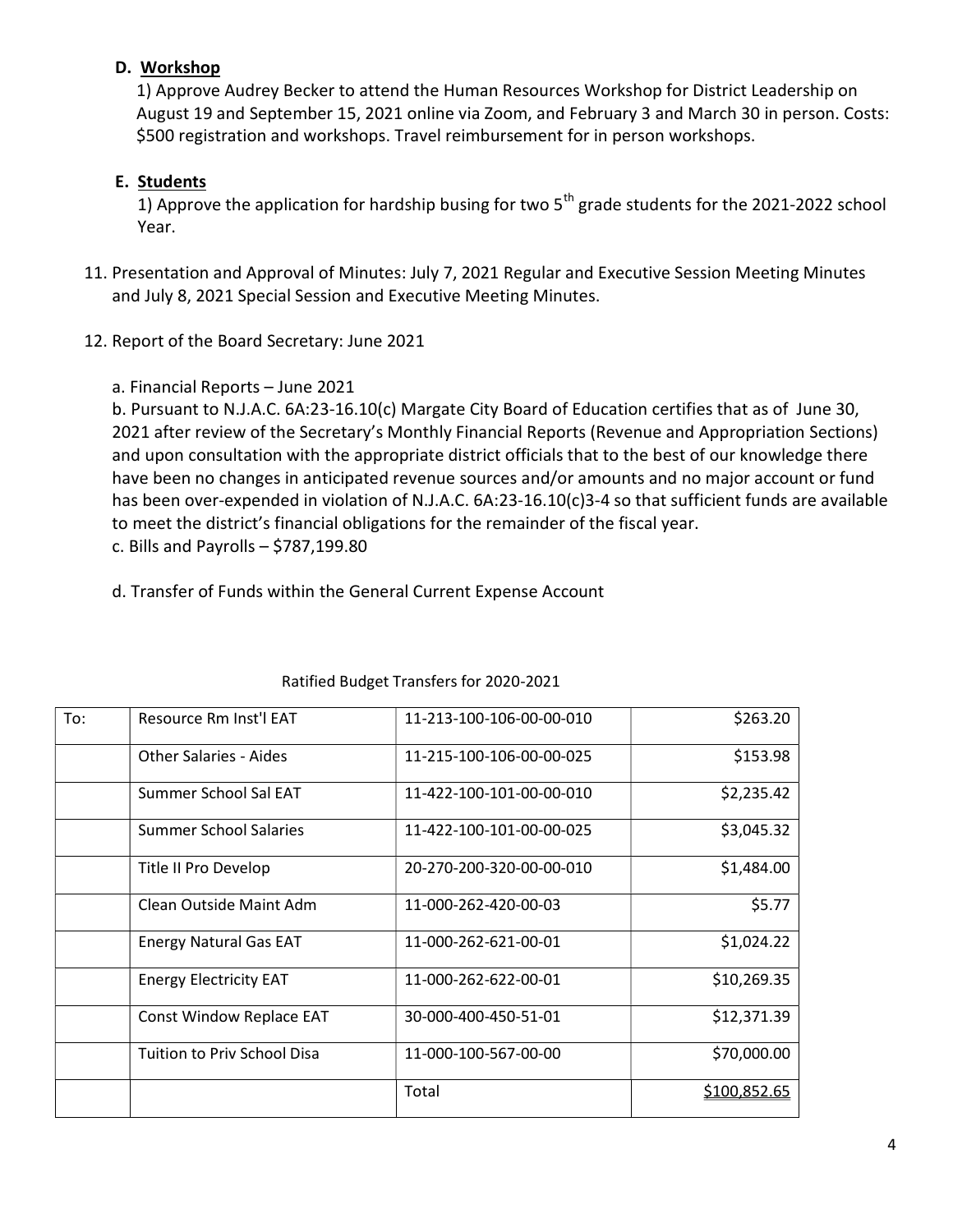**D. Workshop**

1) Approve Audrey Becker to attend the Human Resources Workshop for District Leadership on August 19 and September 15, 2021 online via Zoom, and February 3 and March 30 in person. Costs: $500 registration and workshops. Travel reimbursement for in person workshops.

**E. Students**

1) Approve the application for hardship busing for two 5th grade students for the 2021-2022 school Year.

11. Presentation and Approval of Minutes: July 7, 2021 Regular and Executive Session Meeting Minutes and July 8, 2021 Special Session and Executive Meeting Minutes.

12. Report of the Board Secretary: June 2021

a. Financial Reports – June 2021
b. Pursuant to N.J.A.C. 6A:23-16.10(c) Margate City Board of Education certifies that as of June 30, 2021 after review of the Secretary's Monthly Financial Reports (Revenue and Appropriation Sections) and upon consultation with the appropriate district officials that to the best of our knowledge there have been no changes in anticipated revenue sources and/or amounts and no major account or fund has been over-expended in violation of N.J.A.C. 6A:23-16.10(c)3-4 so that sufficient funds are available to meet the district's financial obligations for the remainder of the fiscal year.
c. Bills and Payrolls – $787,199.80

d. Transfer of Funds within the General Current Expense Account

Ratified Budget Transfers for 2020-2021

| To: | Resource Rm Inst'l EAT | 11-213-100-106-00-00-010 | $263.20 |
|---|---|---|---|
| | Other Salaries - Aides | 11-215-100-106-00-00-025 | $153.98 |
| | Summer School Sal EAT | 11-422-100-101-00-00-010 | $2,235.42 |
| | Summer School Salaries | 11-422-100-101-00-00-025 | $3,045.32 |
| | Title II Pro Develop | 20-270-200-320-00-00-010 | $1,484.00 |
| | Clean Outside Maint Adm | 11-000-262-420-00-03 | $5.77 |
| | Energy Natural Gas EAT | 11-000-262-621-00-01 | $1,024.22 |
| | Energy Electricity EAT | 11-000-262-622-00-01 | $10,269.35 |
| | Const Window Replace EAT | 30-000-400-450-51-01 | $12,371.39 |
| | Tuition to Priv School Disa | 11-000-100-567-00-00 | $70,000.00 |
| | | Total | $100,852.65 |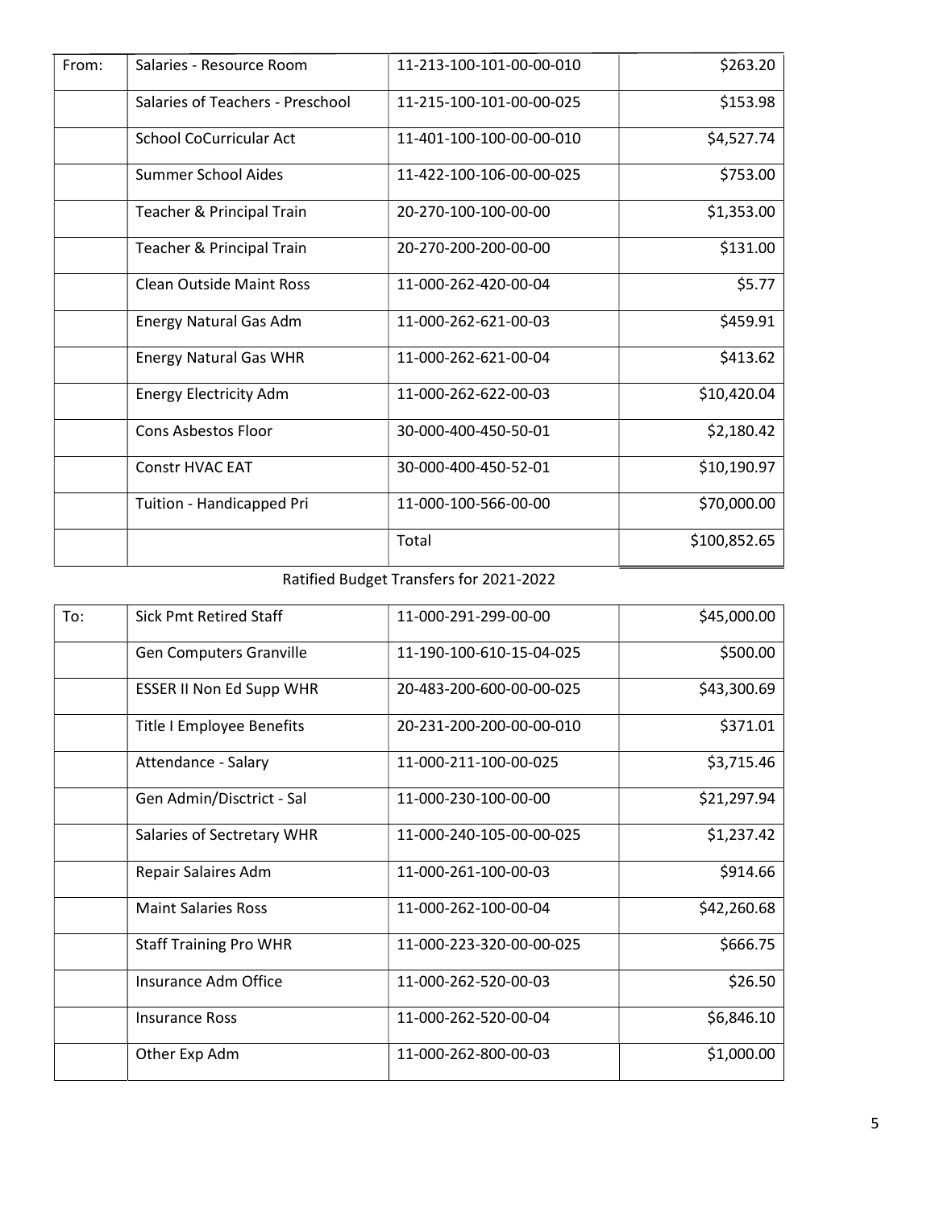| From: | Salaries - Resource Room | 11-213-100-101-00-00-010 | $263.20 |
|---|---|---|---|
| | Salaries of Teachers - Preschool | 11-215-100-101-00-00-025 | $153.98 |
| | School CoCurricular Act | 11-401-100-100-00-00-010 | $4,527.74 |
| | Summer School Aides | 11-422-100-106-00-00-025 | $753.00 |
| | Teacher & Principal Train | 20-270-100-100-00-00 | $1,353.00 |
| | Teacher & Principal Train | 20-270-200-200-00-00 | $131.00 |
| | Clean Outside Maint Ross | 11-000-262-420-00-04 | $5.77 |
| | Energy Natural Gas Adm | 11-000-262-621-00-03 | $459.91 |
| | Energy Natural Gas WHR | 11-000-262-621-00-04 | $413.62 |
| | Energy Electricity Adm | 11-000-262-622-00-03 | $10,420.04 |
| | Cons Asbestos Floor | 30-000-400-450-50-01 | $2,180.42 |
| | Constr HVAC EAT | 30-000-400-450-52-01 | $10,190.97 |
| | Tuition - Handicapped Pri | 11-000-100-566-00-00 | $70,000.00 |
| | | Total | $100,852.65 |

Ratified Budget Transfers for 2021-2022

| To: | Sick Pmt Retired Staff | 11-000-291-299-00-00 | $45,000.00 |
|---|---|---|---|
| | Gen Computers Granville | 11-190-100-610-15-04-025 | $500.00 |
| | ESSER II Non Ed Supp WHR | 20-483-200-600-00-00-025 | $43,300.69 |
| | Title I Employee Benefits | 20-231-200-200-00-00-010 | $371.01 |
| | Attendance - Salary | 11-000-211-100-00-025 | $3,715.46 |
| | Gen Admin/Disctrict - Sal | 11-000-230-100-00-00 | $21,297.94 |
| | Salaries of Sectretary WHR | 11-000-240-105-00-00-025 | $1,237.42 |
| | Repair Salaires Adm | 11-000-261-100-00-03 | $914.66 |
| | Maint Salaries Ross | 11-000-262-100-00-04 | $42,260.68 |
| | Staff Training Pro WHR | 11-000-223-320-00-00-025 | $666.75 |
| | Insurance Adm Office | 11-000-262-520-00-03 | $26.50 |
| | Insurance Ross | 11-000-262-520-00-04 | $6,846.10 |
| | Other Exp Adm | 11-000-262-800-00-03 | $1,000.00 |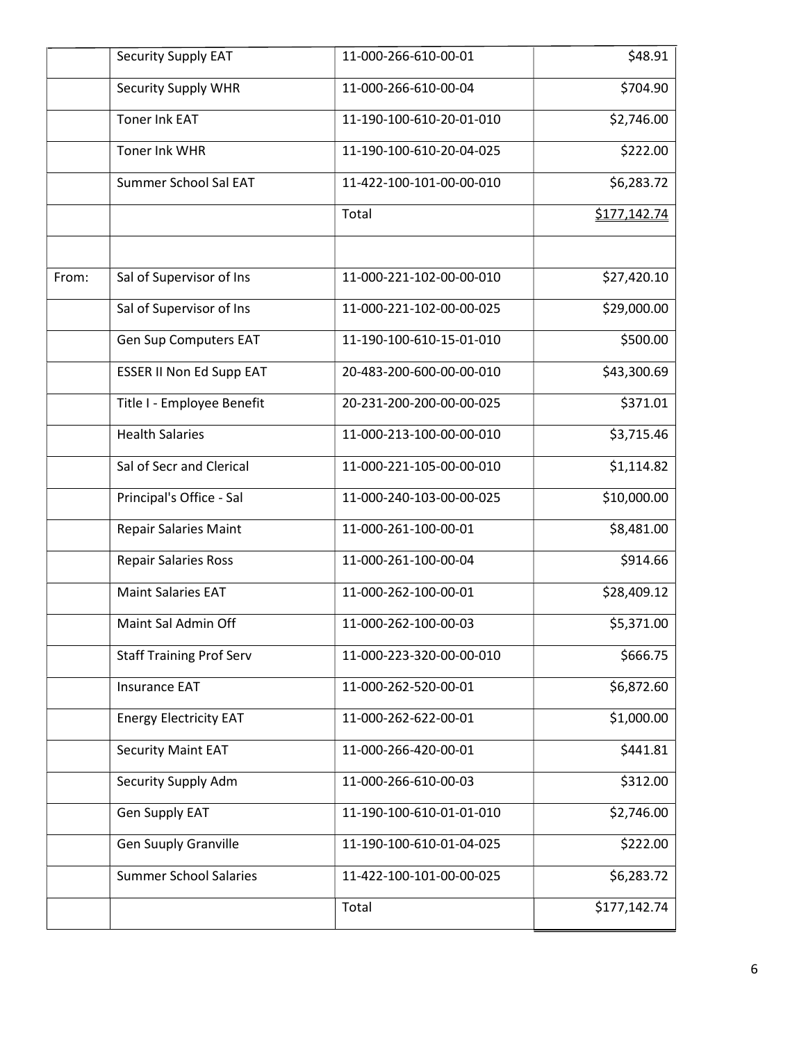| | | | |
|---|---|---|---|
| | Security Supply EAT | 11-000-266-610-00-01 | $48.91 |
| | Security Supply WHR | 11-000-266-610-00-04 | $704.90 |
| | Toner Ink EAT | 11-190-100-610-20-01-010 | $2,746.00 |
| | Toner Ink WHR | 11-190-100-610-20-04-025 | $222.00 |
| | Summer School Sal EAT | 11-422-100-101-00-00-010 | $6,283.72 |
| | | Total | $177,142.74 |
| | | | |
| From: | Sal of Supervisor of Ins | 11-000-221-102-00-00-010 | $27,420.10 |
| | Sal of Supervisor of Ins | 11-000-221-102-00-00-025 | $29,000.00 |
| | Gen Sup Computers EAT | 11-190-100-610-15-01-010 | $500.00 |
| | ESSER II Non Ed Supp EAT | 20-483-200-600-00-00-010 | $43,300.69 |
| | Title I - Employee Benefit | 20-231-200-200-00-00-025 | $371.01 |
| | Health Salaries | 11-000-213-100-00-00-010 | $3,715.46 |
| | Sal of Secr and Clerical | 11-000-221-105-00-00-010 | $1,114.82 |
| | Principal's Office - Sal | 11-000-240-103-00-00-025 | $10,000.00 |
| | Repair Salaries Maint | 11-000-261-100-00-01 | $8,481.00 |
| | Repair Salaries Ross | 11-000-261-100-00-04 | $914.66 |
| | Maint Salaries EAT | 11-000-262-100-00-01 | $28,409.12 |
| | Maint Sal Admin Off | 11-000-262-100-00-03 | $5,371.00 |
| | Staff Training Prof Serv | 11-000-223-320-00-00-010 | $666.75 |
| | Insurance EAT | 11-000-262-520-00-01 | $6,872.60 |
| | Energy Electricity EAT | 11-000-262-622-00-01 | $1,000.00 |
| | Security Maint EAT | 11-000-266-420-00-01 | $441.81 |
| | Security Supply Adm | 11-000-266-610-00-03 | $312.00 |
| | Gen Supply EAT | 11-190-100-610-01-01-010 | $2,746.00 |
| | Gen Suuply Granville | 11-190-100-610-01-04-025 | $222.00 |
| | Summer School Salaries | 11-422-100-101-00-00-025 | $6,283.72 |
| | | Total | $177,142.74 |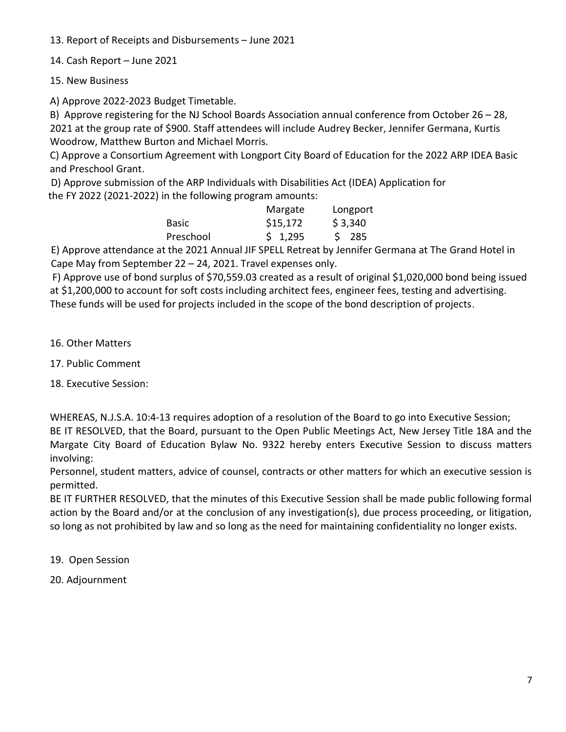13. Report of Receipts and Disbursements – June 2021

14. Cash Report – June 2021

15. New Business

A) Approve 2022-2023 Budget Timetable.

B) Approve registering for the NJ School Boards Association annual conference from October 26 – 28, 2021 at the group rate of $900. Staff attendees will include Audrey Becker, Jennifer Germana, Kurtis Woodrow, Matthew Burton and Michael Morris.

C) Approve a Consortium Agreement with Longport City Board of Education for the 2022 ARP IDEA Basic and Preschool Grant.

D) Approve submission of the ARP Individuals with Disabilities Act (IDEA) Application for the FY 2022 (2021-2022) in the following program amounts:

| | Margate | Longport |
|---|---|---|
| Basic | $15,172 | $ 3,340 |
| Preschool | $ 1,295 | $ 285 |

E) Approve attendance at the 2021 Annual JIF SPELL Retreat by Jennifer Germana at The Grand Hotel in Cape May from September 22 – 24, 2021. Travel expenses only.

F) Approve use of bond surplus of $70,559.03 created as a result of original $1,020,000 bond being issued at $1,200,000 to account for soft costs including architect fees, engineer fees, testing and advertising. These funds will be used for projects included in the scope of the bond description of projects.

16. Other Matters

17. Public Comment

18. Executive Session:

WHEREAS, N.J.S.A. 10:4-13 requires adoption of a resolution of the Board to go into Executive Session;
BE IT RESOLVED, that the Board, pursuant to the Open Public Meetings Act, New Jersey Title 18A and the Margate City Board of Education Bylaw No. 9322 hereby enters Executive Session to discuss matters involving:
Personnel, student matters, advice of counsel, contracts or other matters for which an executive session is permitted.
BE IT FURTHER RESOLVED, that the minutes of this Executive Session shall be made public following formal action by the Board and/or at the conclusion of any investigation(s), due process proceeding, or litigation, so long as not prohibited by law and so long as the need for maintaining confidentiality no longer exists.

19. Open Session

20. Adjournment